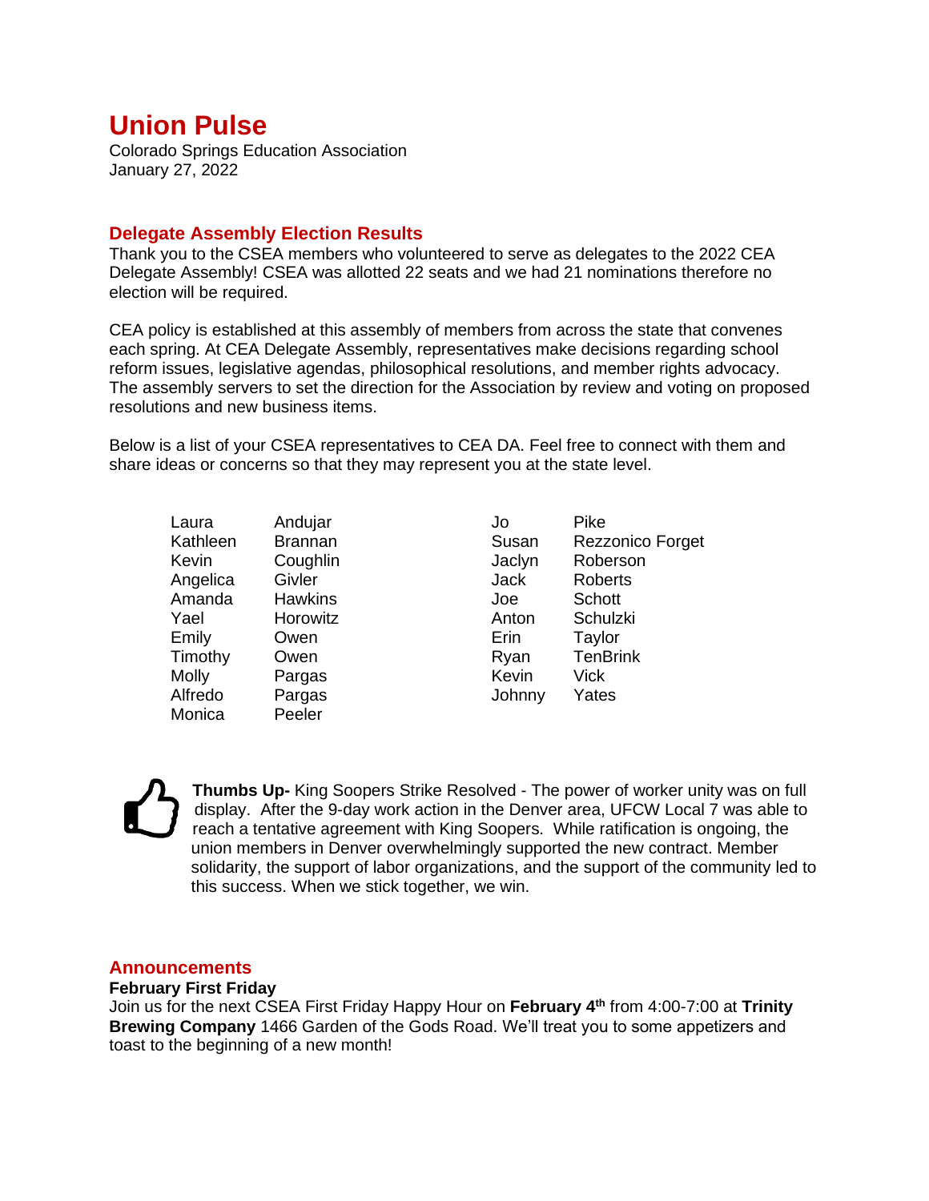# Union Pulse

Colorado Springs Education Association
January 27, 2022

## Delegate Assembly Election Results

Thank you to the CSEA members who volunteered to serve as delegates to the 2022 CEA Delegate Assembly! CSEA was allotted 22 seats and we had 21 nominations therefore no election will be required.

CEA policy is established at this assembly of members from across the state that convenes each spring. At CEA Delegate Assembly, representatives make decisions regarding school reform issues, legislative agendas, philosophical resolutions, and member rights advocacy. The assembly servers to set the direction for the Association by review and voting on proposed resolutions and new business items.

Below is a list of your CSEA representatives to CEA DA. Feel free to connect with them and share ideas or concerns so that they may represent you at the state level.

| | | | |
|---|---|---|---|
| Laura | Andujar | Jo | Pike |
| Kathleen | Brannan | Susan | Rezzonico Forget |
| Kevin | Coughlin | Jaclyn | Roberson |
| Angelica | Givler | Jack | Roberts |
| Amanda | Hawkins | Joe | Schott |
| Yael | Horowitz | Anton | Schulzki |
| Emily | Owen | Erin | Taylor |
| Timothy | Owen | Ryan | TenBrink |
| Molly | Pargas | Kevin | Vick |
| Alfredo | Pargas | Johnny | Yates |
| Monica | Peeler | | |

**Thumbs Up-** King Soopers Strike Resolved - The power of worker unity was on full display. After the 9-day work action in the Denver area, UFCW Local 7 was able to reach a tentative agreement with King Soopers. While ratification is ongoing, the union members in Denver overwhelmingly supported the new contract. Member solidarity, the support of labor organizations, and the support of the community led to this success. When we stick together, we win.

## Announcements

**February First Friday**

Join us for the next CSEA First Friday Happy Hour on **February 4th** from 4:00-7:00 at **Trinity Brewing Company** 1466 Garden of the Gods Road. We'll treat you to some appetizers and toast to the beginning of a new month!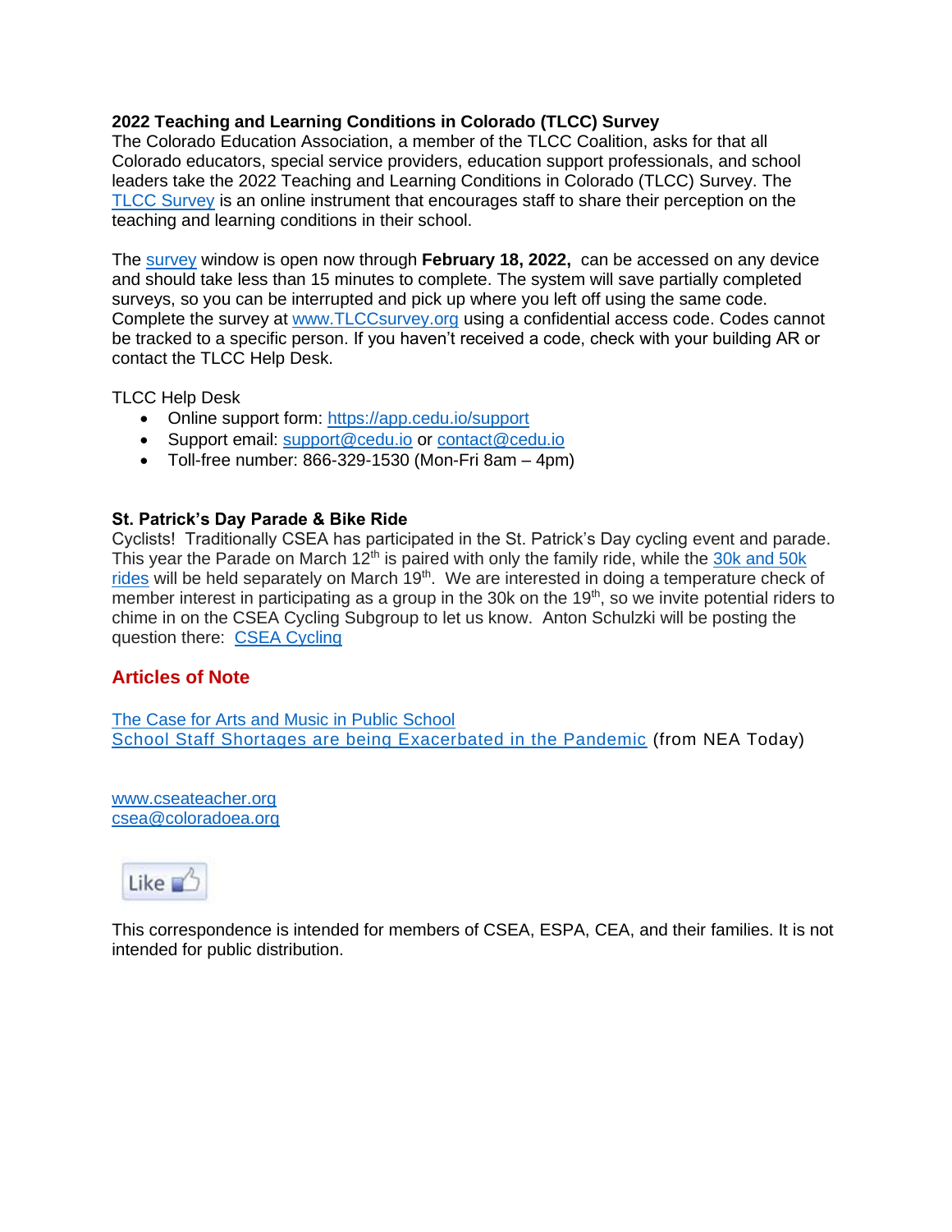**2022 Teaching and Learning Conditions in Colorado (TLCC) Survey**
The Colorado Education Association, a member of the TLCC Coalition, asks for that all Colorado educators, special service providers, education support professionals, and school leaders take the 2022 Teaching and Learning Conditions in Colorado (TLCC) Survey. The TLCC Survey is an online instrument that encourages staff to share their perception on the teaching and learning conditions in their school.

The survey window is open now through **February 18, 2022,** can be accessed on any device and should take less than 15 minutes to complete. The system will save partially completed surveys, so you can be interrupted and pick up where you left off using the same code. Complete the survey at www.TLCCsurvey.org using a confidential access code. Codes cannot be tracked to a specific person. If you haven't received a code, check with your building AR or contact the TLCC Help Desk.

TLCC Help Desk

- Online support form: https://app.cedu.io/support
- Support email: support@cedu.io or contact@cedu.io
- Toll-free number: 866-329-1530 (Mon-Fri 8am – 4pm)

**St. Patrick's Day Parade & Bike Ride**
Cyclists! Traditionally CSEA has participated in the St. Patrick's Day cycling event and parade. This year the Parade on March 12th is paired with only the family ride, while the 30k and 50k rides will be held separately on March 19th. We are interested in doing a temperature check of member interest in participating as a group in the 30k on the 19th, so we invite potential riders to chime in on the CSEA Cycling Subgroup to let us know. Anton Schulzki will be posting the question there: CSEA Cycling

## Articles of Note

The Case for Arts and Music in Public School
School Staff Shortages are being Exacerbated in the Pandemic (from NEA Today)

www.cseateacher.org
csea@coloradoea.org

Like

This correspondence is intended for members of CSEA, ESPA, CEA, and their families. It is not intended for public distribution.